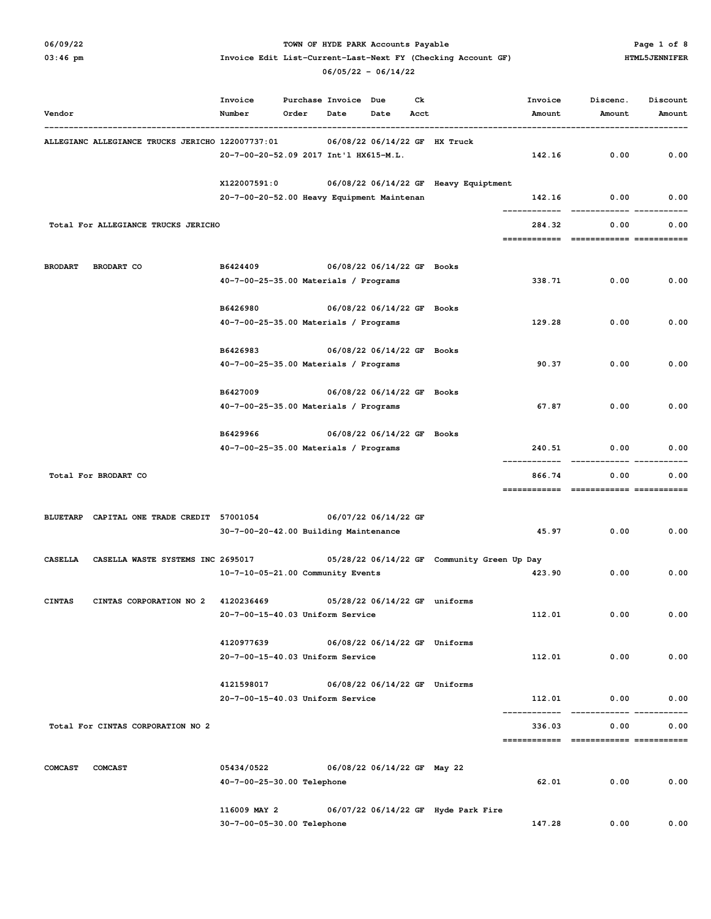**TOWN OF HYDE PARK Accounts Payable**

**Invoice Edit List-Current-Last-Next FY (Checking Account GF)**

**06/05/22 - 06/14/22**

06/09/22 03:46 pm — HTML5JENNIFER

| Vendor | Invoice Number | Purchase Order | Invoice Date | Due Date | Ck Acct | Description | Invoice Amount | Discenc. Amount | Discount Amount |
|---|---|---|---|---|---|---|---|---|---|
| ALLEGIANC ALLEGIANCE TRUCKS JERICHO | 122007737:01 | | 06/08/22 | 06/14/22 | GF | HX Truck | | | |
| | 20-7-00-20-52.09 2017 Int'l HX615-M.L. | | | | | | 142.16 | 0.00 | 0.00 |
| | X122007591:0 | | 06/08/22 | 06/14/22 | GF | Heavy Equiptment | | | |
| | 20-7-00-20-52.00 Heavy Equipment Maintenan | | | | | | 142.16 | 0.00 | 0.00 |
| Total For ALLEGIANCE TRUCKS JERICHO | | | | | | | 284.32 | 0.00 | 0.00 |
| BRODART BRODART CO | B6424409 | | 06/08/22 | 06/14/22 | GF | Books | | | |
| | 40-7-00-25-35.00 Materials / Programs | | | | | | 338.71 | 0.00 | 0.00 |
| | B6426980 | | 06/08/22 | 06/14/22 | GF | Books | | | |
| | 40-7-00-25-35.00 Materials / Programs | | | | | | 129.28 | 0.00 | 0.00 |
| | B6426983 | | 06/08/22 | 06/14/22 | GF | Books | | | |
| | 40-7-00-25-35.00 Materials / Programs | | | | | | 90.37 | 0.00 | 0.00 |
| | B6427009 | | 06/08/22 | 06/14/22 | GF | Books | | | |
| | 40-7-00-25-35.00 Materials / Programs | | | | | | 67.87 | 0.00 | 0.00 |
| | B6429966 | | 06/08/22 | 06/14/22 | GF | Books | | | |
| | 40-7-00-25-35.00 Materials / Programs | | | | | | 240.51 | 0.00 | 0.00 |
| Total For BRODART CO | | | | | | | 866.74 | 0.00 | 0.00 |
| BLUETARP CAPITAL ONE TRADE CREDIT | 57001054 | | 06/07/22 | 06/14/22 | GF | | | | |
| | 30-7-00-20-42.00 Building Maintenance | | | | | | 45.97 | 0.00 | 0.00 |
| CASELLA CASELLA WASTE SYSTEMS INC | 2695017 | | 05/28/22 | 06/14/22 | GF | Community Green Up Day | | | |
| | 10-7-10-05-21.00 Community Events | | | | | | 423.90 | 0.00 | 0.00 |
| CINTAS CINTAS CORPORATION NO 2 | 4120236469 | | 05/28/22 | 06/14/22 | GF | uniforms | | | |
| | 20-7-00-15-40.03 Uniform Service | | | | | | 112.01 | 0.00 | 0.00 |
| | 4120977639 | | 06/08/22 | 06/14/22 | GF | Uniforms | | | |
| | 20-7-00-15-40.03 Uniform Service | | | | | | 112.01 | 0.00 | 0.00 |
| | 4121598017 | | 06/08/22 | 06/14/22 | GF | Uniforms | | | |
| | 20-7-00-15-40.03 Uniform Service | | | | | | 112.01 | 0.00 | 0.00 |
| Total For CINTAS CORPORATION NO 2 | | | | | | | 336.03 | 0.00 | 0.00 |
| COMCAST COMCAST | 05434/0522 | | 06/08/22 | 06/14/22 | GF | May 22 | | | |
| | 40-7-00-25-30.00 Telephone | | | | | | 62.01 | 0.00 | 0.00 |
| | 116009 MAY 2 | | 06/07/22 | 06/14/22 | GF | Hyde Park Fire | | | |
| | 30-7-00-05-30.00 Telephone | | | | | | 147.28 | 0.00 | 0.00 |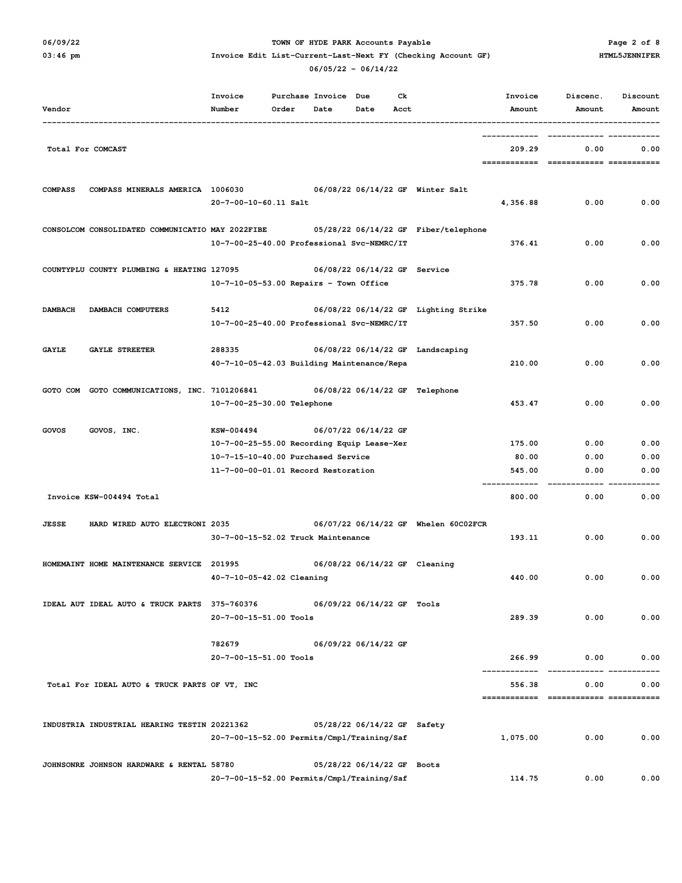**TOWN OF HYDE PARK Accounts Payable**
**Invoice Edit List-Current-Last-Next FY (Checking Account GF)**
**06/05/22 - 06/14/22**

06/09/22
03:46 pm
HTML5JENNIFER

| Vendor | | Invoice Number | Purchase Order | Invoice Date | Due Date | Ck Acct | | Invoice Amount | Discenc. Amount | Discount Amount |
|---|---|---|---|---|---|---|---|---|---|---|
| Total For COMCAST | | | | | | | | 209.29 | 0.00 | 0.00 |
| COMPASS | COMPASS MINERALS AMERICA | 1006030 | | 06/08/22 | 06/14/22 | GF | Winter Salt | | | |
| | | 20-7-00-10-60.11 Salt | | | | | | 4,356.88 | 0.00 | 0.00 |
| CONSOLCOM | CONSOLIDATED COMMUNICATIO | MAY 2022FIBE | | 05/28/22 | 06/14/22 | GF | Fiber/telephone | | | |
| | | 10-7-00-25-40.00 Professional Svc-NEMRC/IT | | | | | | 376.41 | 0.00 | 0.00 |
| COUNTYPLU | COUNTY PLUMBING & HEATING | 127095 | | 06/08/22 | 06/14/22 | GF | Service | | | |
| | | 10-7-10-05-53.00 Repairs - Town Office | | | | | | 375.78 | 0.00 | 0.00 |
| DAMBACH | DAMBACH COMPUTERS | 5412 | | 06/08/22 | 06/14/22 | GF | Lighting Strike | | | |
| | | 10-7-00-25-40.00 Professional Svc-NEMRC/IT | | | | | | 357.50 | 0.00 | 0.00 |
| GAYLE | GAYLE STREETER | 288335 | | 06/08/22 | 06/14/22 | GF | Landscaping | | | |
| | | 40-7-10-05-42.03 Building Maintenance/Repa | | | | | | 210.00 | 0.00 | 0.00 |
| GOTO COM | GOTO COMMUNICATIONS, INC. | 7101206841 | | 06/08/22 | 06/14/22 | GF | Telephone | | | |
| | | 10-7-00-25-30.00 Telephone | | | | | | 453.47 | 0.00 | 0.00 |
| GOVOS | GOVOS, INC. | KSW-004494 | | 06/07/22 | 06/14/22 | GF | | | | |
| | | 10-7-00-25-55.00 Recording Equip Lease-Xer | | | | | | 175.00 | 0.00 | 0.00 |
| | | 10-7-15-10-40.00 Purchased Service | | | | | | 80.00 | 0.00 | 0.00 |
| | | 11-7-00-00-01.01 Record Restoration | | | | | | 545.00 | 0.00 | 0.00 |
| Invoice KSW-004494 Total | | | | | | | | 800.00 | 0.00 | 0.00 |
| JESSE | HARD WIRED AUTO ELECTRONI | 2035 | | 06/07/22 | 06/14/22 | GF | Whelen 60C02FCR | | | |
| | | 30-7-00-15-52.02 Truck Maintenance | | | | | | 193.11 | 0.00 | 0.00 |
| HOMEMAINT | HOME MAINTENANCE SERVICE | 201995 | | 06/08/22 | 06/14/22 | GF | Cleaning | | | |
| | | 40-7-10-05-42.02 Cleaning | | | | | | 440.00 | 0.00 | 0.00 |
| IDEAL AUT | IDEAL AUTO & TRUCK PARTS | 375-760376 | | 06/09/22 | 06/14/22 | GF | Tools | | | |
| | | 20-7-00-15-51.00 Tools | | | | | | 289.39 | 0.00 | 0.00 |
| | | 782679 | | 06/09/22 | 06/14/22 | GF | | | | |
| | | 20-7-00-15-51.00 Tools | | | | | | 266.99 | 0.00 | 0.00 |
| Total For IDEAL AUTO & TRUCK PARTS OF VT, INC | | | | | | | | 556.38 | 0.00 | 0.00 |
| INDUSTRIA | INDUSTRIAL HEARING TESTIN | 20221362 | | 05/28/22 | 06/14/22 | GF | Safety | | | |
| | | 20-7-00-15-52.00 Permits/Cmpl/Training/Saf | | | | | | 1,075.00 | 0.00 | 0.00 |
| JOHNSONRE | JOHNSON HARDWARE & RENTAL | 58780 | | 05/28/22 | 06/14/22 | GF | Boots | | | |
| | | 20-7-00-15-52.00 Permits/Cmpl/Training/Saf | | | | | | 114.75 | 0.00 | 0.00 |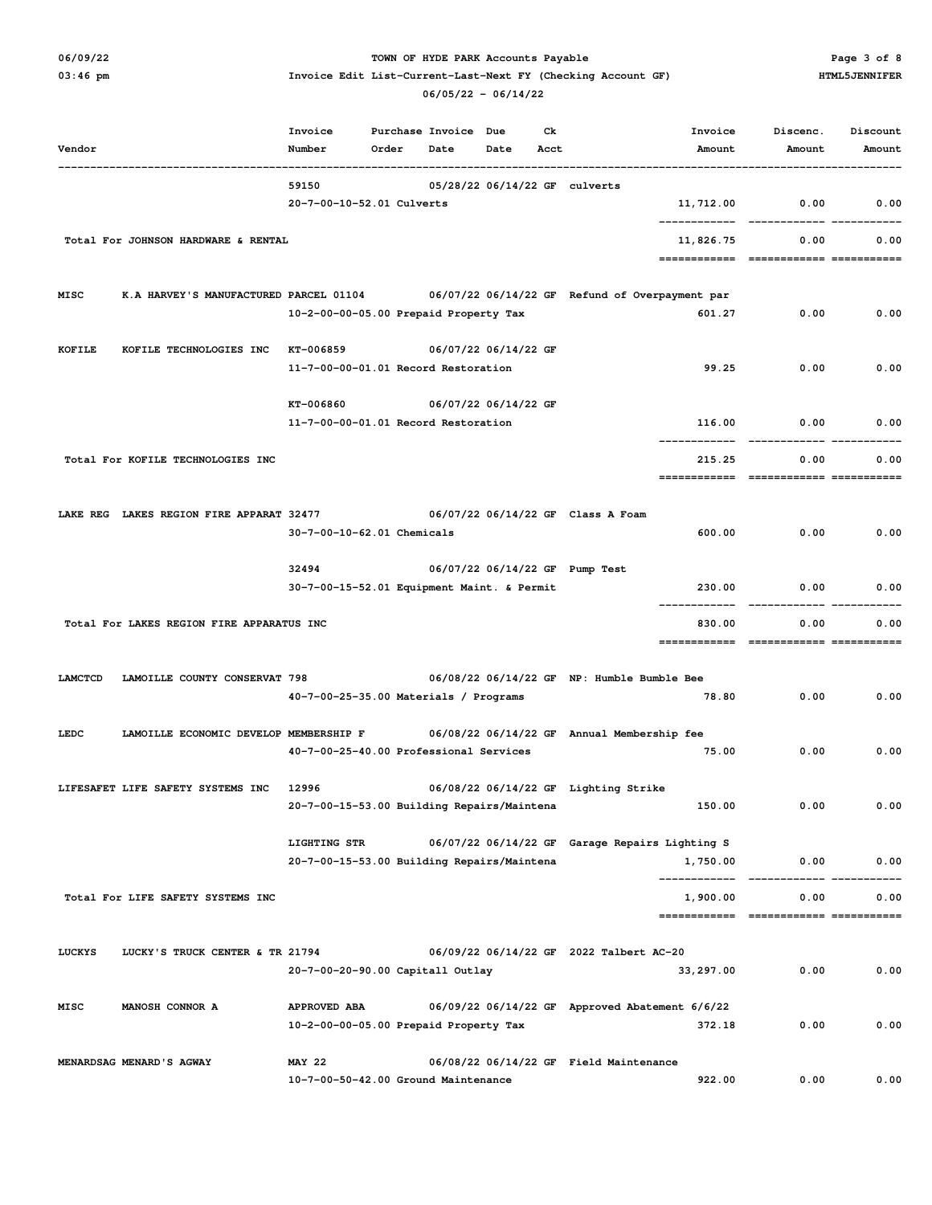# TOWN OF HYDE PARK Accounts Payable

## Invoice Edit List-Current-Last-Next FY (Checking Account GF)

06/05/22 - 06/14/22

06/09/22 03:46 pm HTML5JENNIFER

| Vendor | | Invoice Number | Purchase Order | Invoice Date | Due Date | Ck Acct | | Invoice Amount | Discenc. Amount | Discount Amount |
|---|---|---|---|---|---|---|---|---|---|---|
| | | 59150 | | 05/28/22 | 06/14/22 | GF | culverts | | | |
| | | 20-7-00-10-52.01 Culverts | | | | | | 11,712.00 | 0.00 | 0.00 |
| Total For JOHNSON HARDWARE & RENTAL | | | | | | | | 11,826.75 | 0.00 | 0.00 |
| MISC | K.A HARVEY'S MANUFACTURED | PARCEL 01104 | | 06/07/22 | 06/14/22 | GF | Refund of Overpayment par | | | |
| | | 10-2-00-00-05.00 Prepaid Property Tax | | | | | | 601.27 | 0.00 | 0.00 |
| KOFILE | KOFILE TECHNOLOGIES INC | KT-006859 | | 06/07/22 | 06/14/22 | GF | | | | |
| | | 11-7-00-00-01.01 Record Restoration | | | | | | 99.25 | 0.00 | 0.00 |
| | | KT-006860 | | 06/07/22 | 06/14/22 | GF | | | | |
| | | 11-7-00-00-01.01 Record Restoration | | | | | | 116.00 | 0.00 | 0.00 |
| Total For KOFILE TECHNOLOGIES INC | | | | | | | | 215.25 | 0.00 | 0.00 |
| LAKE REG | LAKES REGION FIRE APPARAT | 32477 | | 06/07/22 | 06/14/22 | GF | Class A Foam | | | |
| | | 30-7-00-10-62.01 Chemicals | | | | | | 600.00 | 0.00 | 0.00 |
| | | 32494 | | 06/07/22 | 06/14/22 | GF | Pump Test | | | |
| | | 30-7-00-15-52.01 Equipment Maint. & Permit | | | | | | 230.00 | 0.00 | 0.00 |
| Total For LAKES REGION FIRE APPARATUS INC | | | | | | | | 830.00 | 0.00 | 0.00 |
| LAMCTCD | LAMOILLE COUNTY CONSERVAT | 798 | | 06/08/22 | 06/14/22 | GF | NP: Humble Bumble Bee | | | |
| | | 40-7-00-25-35.00 Materials / Programs | | | | | | 78.80 | 0.00 | 0.00 |
| LEDC | LAMOILLE ECONOMIC DEVELOP | MEMBERSHIP F | | 06/08/22 | 06/14/22 | GF | Annual Membership fee | | | |
| | | 40-7-00-25-40.00 Professional Services | | | | | | 75.00 | 0.00 | 0.00 |
| LIFESAFET | LIFE SAFETY SYSTEMS INC | 12996 | | 06/08/22 | 06/14/22 | GF | Lighting Strike | | | |
| | | 20-7-00-15-53.00 Building Repairs/Maintena | | | | | | 150.00 | 0.00 | 0.00 |
| | | LIGHTING STR | | 06/07/22 | 06/14/22 | GF | Garage Repairs Lighting S | | | |
| | | 20-7-00-15-53.00 Building Repairs/Maintena | | | | | | 1,750.00 | 0.00 | 0.00 |
| Total For LIFE SAFETY SYSTEMS INC | | | | | | | | 1,900.00 | 0.00 | 0.00 |
| LUCKYS | LUCKY'S TRUCK CENTER & TR | 21794 | | 06/09/22 | 06/14/22 | GF | 2022 Talbert AC-20 | | | |
| | | 20-7-00-20-90.00 Capitall Outlay | | | | | | 33,297.00 | 0.00 | 0.00 |
| MISC | MANOSH CONNOR A | APPROVED ABA | | 06/09/22 | 06/14/22 | GF | Approved Abatement 6/6/22 | | | |
| | | 10-2-00-00-05.00 Prepaid Property Tax | | | | | | 372.18 | 0.00 | 0.00 |
| MENARDSAG | MENARD'S AGWAY | MAY 22 | | 06/08/22 | 06/14/22 | GF | Field Maintenance | | | |
| | | 10-7-00-50-42.00 Ground Maintenance | | | | | | 922.00 | 0.00 | 0.00 |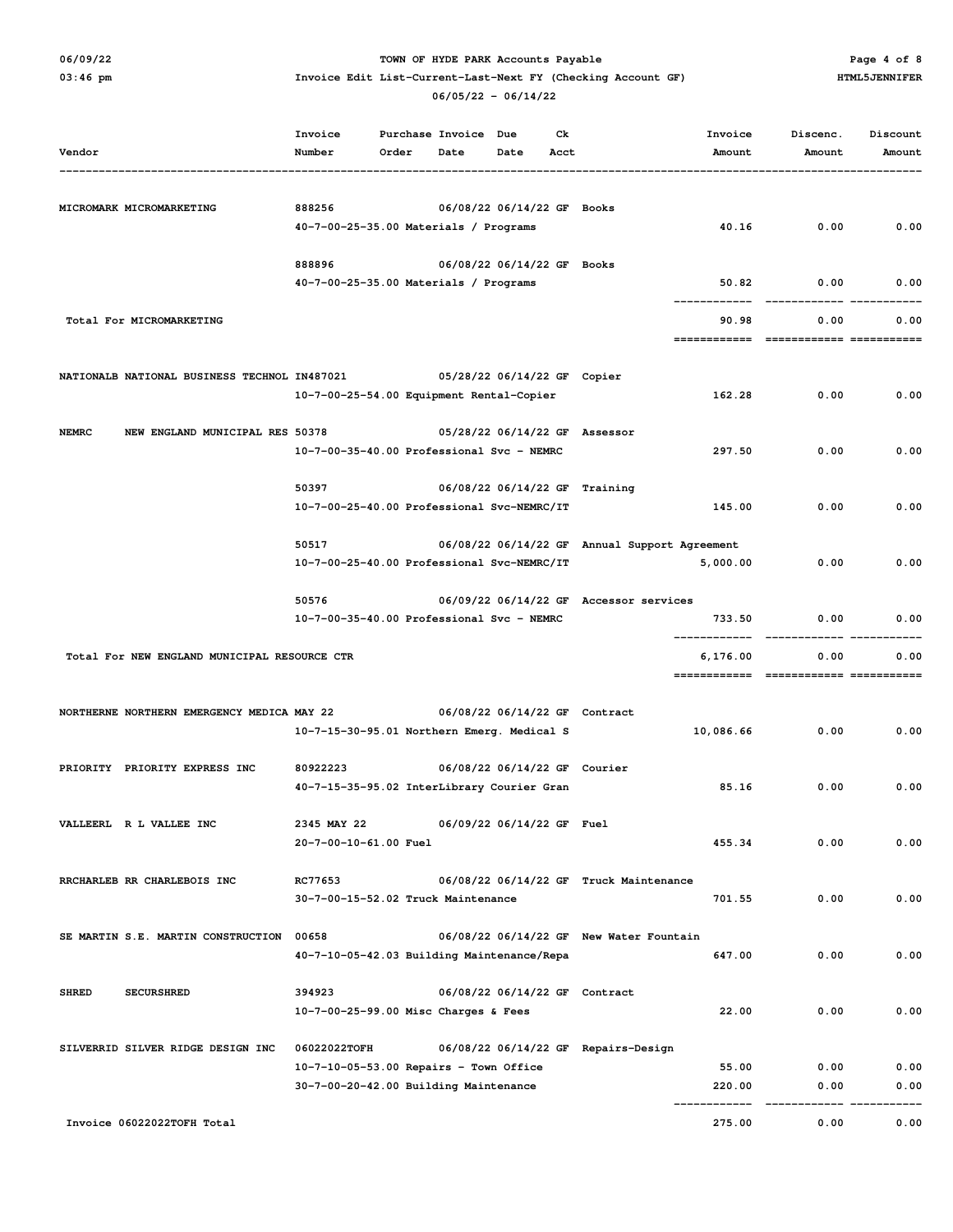06/09/22 TOWN OF HYDE PARK Accounts Payable
03:46 pm Invoice Edit List-Current-Last-Next FY (Checking Account GF) HTML5JENNIFER
06/05/22 - 06/14/22

| Vendor | Invoice Number | Purchase Order | Invoice Date | Due Date | Ck Acct | Description | Invoice Amount | Discenc. Amount | Discount Amount |
|---|---|---|---|---|---|---|---|---|---|
| MICROMARK MICROMARKETING | 888256 | | 06/08/22 | 06/14/22 | GF | Books | | | |
| | 40-7-00-25-35.00 Materials / Programs | | | | | | 40.16 | 0.00 | 0.00 |
| | 888896 | | 06/08/22 | 06/14/22 | GF | Books | | | |
| | 40-7-00-25-35.00 Materials / Programs | | | | | | 50.82 | 0.00 | 0.00 |
| Total For MICROMARKETING | | | | | | | 90.98 | 0.00 | 0.00 |
| NATIONALB NATIONAL BUSINESS TECHNOL | IN487021 | | 05/28/22 | 06/14/22 | GF | Copier | | | |
| | 10-7-00-25-54.00 Equipment Rental-Copier | | | | | | 162.28 | 0.00 | 0.00 |
| NEMRC NEW ENGLAND MUNICIPAL RES | 50378 | | 05/28/22 | 06/14/22 | GF | Assessor | | | |
| | 10-7-00-35-40.00 Professional Svc - NEMRC | | | | | | 297.50 | 0.00 | 0.00 |
| | 50397 | | 06/08/22 | 06/14/22 | GF | Training | | | |
| | 10-7-00-25-40.00 Professional Svc-NEMRC/IT | | | | | | 145.00 | 0.00 | 0.00 |
| | 50517 | | 06/08/22 | 06/14/22 | GF | Annual Support Agreement | | | |
| | 10-7-00-25-40.00 Professional Svc-NEMRC/IT | | | | | | 5,000.00 | 0.00 | 0.00 |
| | 50576 | | 06/09/22 | 06/14/22 | GF | Accessor services | | | |
| | 10-7-00-35-40.00 Professional Svc - NEMRC | | | | | | 733.50 | 0.00 | 0.00 |
| Total For NEW ENGLAND MUNICIPAL RESOURCE CTR | | | | | | | 6,176.00 | 0.00 | 0.00 |
| NORTHERNE NORTHERN EMERGENCY MEDICA | MAY 22 | | 06/08/22 | 06/14/22 | GF | Contract | | | |
| | 10-7-15-30-95.01 Northern Emerg. Medical S | | | | | | 10,086.66 | 0.00 | 0.00 |
| PRIORITY PRIORITY EXPRESS INC | 80922223 | | 06/08/22 | 06/14/22 | GF | Courier | | | |
| | 40-7-15-35-95.02 InterLibrary Courier Gran | | | | | | 85.16 | 0.00 | 0.00 |
| VALLEERL R L VALLEE INC | 2345 MAY 22 | | 06/09/22 | 06/14/22 | GF | Fuel | | | |
| | 20-7-00-10-61.00 Fuel | | | | | | 455.34 | 0.00 | 0.00 |
| RRCHARLEB RR CHARLEBOIS INC | RC77653 | | 06/08/22 | 06/14/22 | GF | Truck Maintenance | | | |
| | 30-7-00-15-52.02 Truck Maintenance | | | | | | 701.55 | 0.00 | 0.00 |
| SE MARTIN S.E. MARTIN CONSTRUCTION | 00658 | | 06/08/22 | 06/14/22 | GF | New Water Fountain | | | |
| | 40-7-10-05-42.03 Building Maintenance/Repa | | | | | | 647.00 | 0.00 | 0.00 |
| SHRED SECURSHRED | 394923 | | 06/08/22 | 06/14/22 | GF | Contract | | | |
| | 10-7-00-25-99.00 Misc Charges & Fees | | | | | | 22.00 | 0.00 | 0.00 |
| SILVERRID SILVER RIDGE DESIGN INC | 06022022TOFH | | 06/08/22 | 06/14/22 | GF | Repairs-Design | | | |
| | 10-7-10-05-53.00 Repairs - Town Office | | | | | | 55.00 | 0.00 | 0.00 |
| | 30-7-00-20-42.00 Building Maintenance | | | | | | 220.00 | 0.00 | 0.00 |
| Invoice 06022022TOFH Total | | | | | | | 275.00 | 0.00 | 0.00 |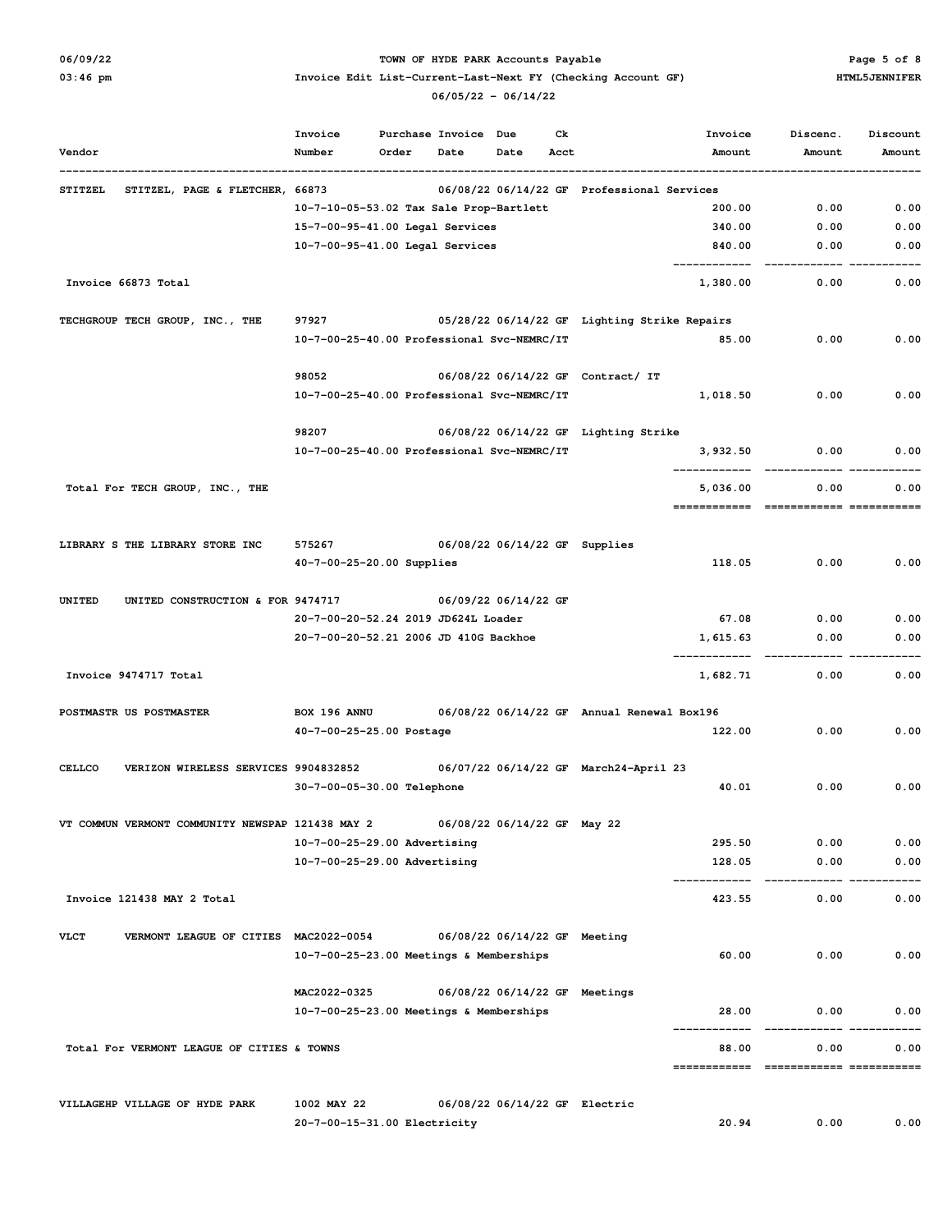# TOWN OF HYDE PARK Accounts Payable

## Invoice Edit List-Current-Last-Next FY (Checking Account GF)

06/05/22 - 06/14/22

06/09/22 03:46 pm — HTML5JENNIFER

| Vendor | Invoice Number | Purchase Order | Invoice Date | Due Date | Ck Acct | | Invoice Amount | Discenc. Amount | Discount Amount |
|---|---|---|---|---|---|---|---|---|---|
| STITZEL STITZEL, PAGE & FLETCHER, | 66873 | | 06/08/22 | 06/14/22 | GF | Professional Services | | | |
| | 10-7-10-05-53.02 Tax Sale Prop-Bartlett | | | | | | 200.00 | 0.00 | 0.00 |
| | 15-7-00-95-41.00 Legal Services | | | | | | 340.00 | 0.00 | 0.00 |
| | 10-7-00-95-41.00 Legal Services | | | | | | 840.00 | 0.00 | 0.00 |
| Invoice 66873 Total | | | | | | | 1,380.00 | 0.00 | 0.00 |
| TECHGROUP TECH GROUP, INC., THE | 97927 | | 05/28/22 | 06/14/22 | GF | Lighting Strike Repairs | | | |
| | 10-7-00-25-40.00 Professional Svc-NEMRC/IT | | | | | | 85.00 | 0.00 | 0.00 |
| | 98052 | | 06/08/22 | 06/14/22 | GF | Contract/ IT | | | |
| | 10-7-00-25-40.00 Professional Svc-NEMRC/IT | | | | | | 1,018.50 | 0.00 | 0.00 |
| | 98207 | | 06/08/22 | 06/14/22 | GF | Lighting Strike | | | |
| | 10-7-00-25-40.00 Professional Svc-NEMRC/IT | | | | | | 3,932.50 | 0.00 | 0.00 |
| Total For TECH GROUP, INC., THE | | | | | | | 5,036.00 | 0.00 | 0.00 |
| LIBRARY S THE LIBRARY STORE INC | 575267 | | 06/08/22 | 06/14/22 | GF | Supplies | | | |
| | 40-7-00-25-20.00 Supplies | | | | | | 118.05 | 0.00 | 0.00 |
| UNITED UNITED CONSTRUCTION & FOR | 9474717 | | 06/09/22 | 06/14/22 | GF | | | | |
| | 20-7-00-20-52.24 2019 JD624L Loader | | | | | | 67.08 | 0.00 | 0.00 |
| | 20-7-00-20-52.21 2006 JD 410G Backhoe | | | | | | 1,615.63 | 0.00 | 0.00 |
| Invoice 9474717 Total | | | | | | | 1,682.71 | 0.00 | 0.00 |
| POSTMASTR US POSTMASTER | BOX 196 ANNU | | 06/08/22 | 06/14/22 | GF | Annual Renewal Box196 | | | |
| | 40-7-00-25-25.00 Postage | | | | | | 122.00 | 0.00 | 0.00 |
| CELLCO VERIZON WIRELESS SERVICES | 9904832852 | | 06/07/22 | 06/14/22 | GF | March24-April 23 | | | |
| | 30-7-00-05-30.00 Telephone | | | | | | 40.01 | 0.00 | 0.00 |
| VT COMMUN VERMONT COMMUNITY NEWSPAP | 121438 MAY 2 | | 06/08/22 | 06/14/22 | GF | May 22 | | | |
| | 10-7-00-25-29.00 Advertising | | | | | | 295.50 | 0.00 | 0.00 |
| | 10-7-00-25-29.00 Advertising | | | | | | 128.05 | 0.00 | 0.00 |
| Invoice 121438 MAY 2 Total | | | | | | | 423.55 | 0.00 | 0.00 |
| VLCT VERMONT LEAGUE OF CITIES | MAC2022-0054 | | 06/08/22 | 06/14/22 | GF | Meeting | | | |
| | 10-7-00-25-23.00 Meetings & Memberships | | | | | | 60.00 | 0.00 | 0.00 |
| | MAC2022-0325 | | 06/08/22 | 06/14/22 | GF | Meetings | | | |
| | 10-7-00-25-23.00 Meetings & Memberships | | | | | | 28.00 | 0.00 | 0.00 |
| Total For VERMONT LEAGUE OF CITIES & TOWNS | | | | | | | 88.00 | 0.00 | 0.00 |
| VILLAGEHP VILLAGE OF HYDE PARK | 1002 MAY 22 | | 06/08/22 | 06/14/22 | GF | Electric | | | |
| | 20-7-00-15-31.00 Electricity | | | | | | 20.94 | 0.00 | 0.00 |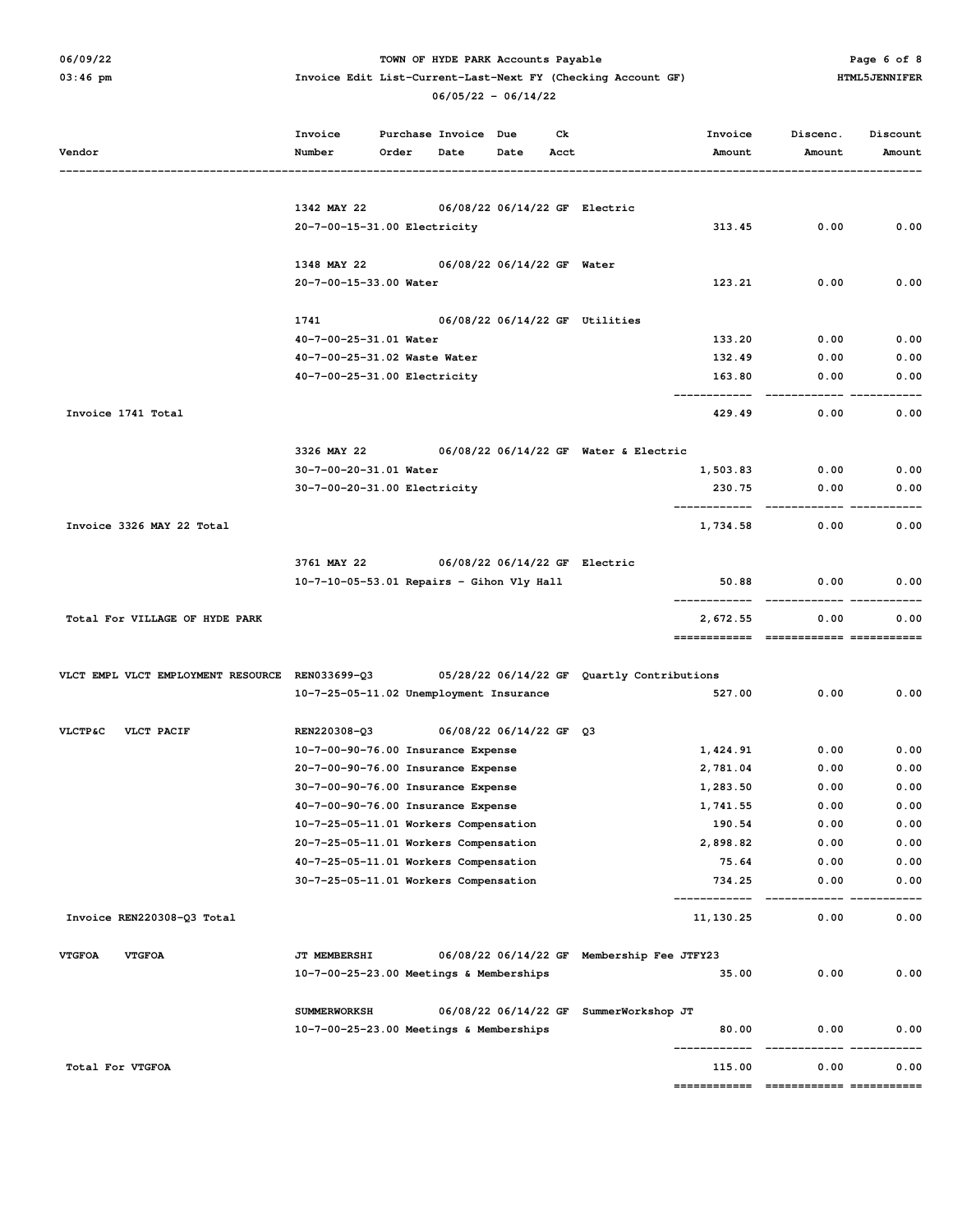TOWN OF HYDE PARK Accounts Payable

Invoice Edit List-Current-Last-Next FY (Checking Account GF)

06/05/22 - 06/14/22

| Vendor | Invoice Number | Purchase Order | Invoice Date | Due Date | Ck Acct | | Invoice Amount | Discenc. Amount | Discount Amount |
|---|---|---|---|---|---|---|---|---|---|
| | 1342 MAY 22 | | 06/08/22 | 06/14/22 | GF | Electric | | | |
| | 20-7-00-15-31.00 Electricity | | | | | | 313.45 | 0.00 | 0.00 |
| | 1348 MAY 22 | | 06/08/22 | 06/14/22 | GF | Water | | | |
| | 20-7-00-15-33.00 Water | | | | | | 123.21 | 0.00 | 0.00 |
| | 1741 | | 06/08/22 | 06/14/22 | GF | Utilities | | | |
| | 40-7-00-25-31.01 Water | | | | | | 133.20 | 0.00 | 0.00 |
| | 40-7-00-25-31.02 Waste Water | | | | | | 132.49 | 0.00 | 0.00 |
| | 40-7-00-25-31.00 Electricity | | | | | | 163.80 | 0.00 | 0.00 |
| Invoice 1741 Total | | | | | | | 429.49 | 0.00 | 0.00 |
| | 3326 MAY 22 | | 06/08/22 | 06/14/22 | GF | Water & Electric | | | |
| | 30-7-00-20-31.01 Water | | | | | | 1,503.83 | 0.00 | 0.00 |
| | 30-7-00-20-31.00 Electricity | | | | | | 230.75 | 0.00 | 0.00 |
| Invoice 3326 MAY 22 Total | | | | | | | 1,734.58 | 0.00 | 0.00 |
| | 3761 MAY 22 | | 06/08/22 | 06/14/22 | GF | Electric | | | |
| | 10-7-10-05-53.01 Repairs - Gihon Vly Hall | | | | | | 50.88 | 0.00 | 0.00 |
| Total For VILLAGE OF HYDE PARK | | | | | | | 2,672.55 | 0.00 | 0.00 |
| VLCT EMPL VLCT EMPLOYMENT RESOURCE | REN033699-Q3 | | 05/28/22 | 06/14/22 | GF | Quartly Contributions | | | |
| | 10-7-25-05-11.02 Unemployment Insurance | | | | | | 527.00 | 0.00 | 0.00 |
| VLCTP&C VLCT PACIF | REN220308-Q3 | | 06/08/22 | 06/14/22 | GF | Q3 | | | |
| | 10-7-00-90-76.00 Insurance Expense | | | | | | 1,424.91 | 0.00 | 0.00 |
| | 20-7-00-90-76.00 Insurance Expense | | | | | | 2,781.04 | 0.00 | 0.00 |
| | 30-7-00-90-76.00 Insurance Expense | | | | | | 1,283.50 | 0.00 | 0.00 |
| | 40-7-00-90-76.00 Insurance Expense | | | | | | 1,741.55 | 0.00 | 0.00 |
| | 10-7-25-05-11.01 Workers Compensation | | | | | | 190.54 | 0.00 | 0.00 |
| | 20-7-25-05-11.01 Workers Compensation | | | | | | 2,898.82 | 0.00 | 0.00 |
| | 40-7-25-05-11.01 Workers Compensation | | | | | | 75.64 | 0.00 | 0.00 |
| | 30-7-25-05-11.01 Workers Compensation | | | | | | 734.25 | 0.00 | 0.00 |
| Invoice REN220308-Q3 Total | | | | | | | 11,130.25 | 0.00 | 0.00 |
| VTGFOA VTGFOA | JT MEMBERSHI | | 06/08/22 | 06/14/22 | GF | Membership Fee JTFY23 | | | |
| | 10-7-00-25-23.00 Meetings & Memberships | | | | | | 35.00 | 0.00 | 0.00 |
| | SUMMERWORKSH | | 06/08/22 | 06/14/22 | GF | SummerWorkshop JT | | | |
| | 10-7-00-25-23.00 Meetings & Memberships | | | | | | 80.00 | 0.00 | 0.00 |
| Total For VTGFOA | | | | | | | 115.00 | 0.00 | 0.00 |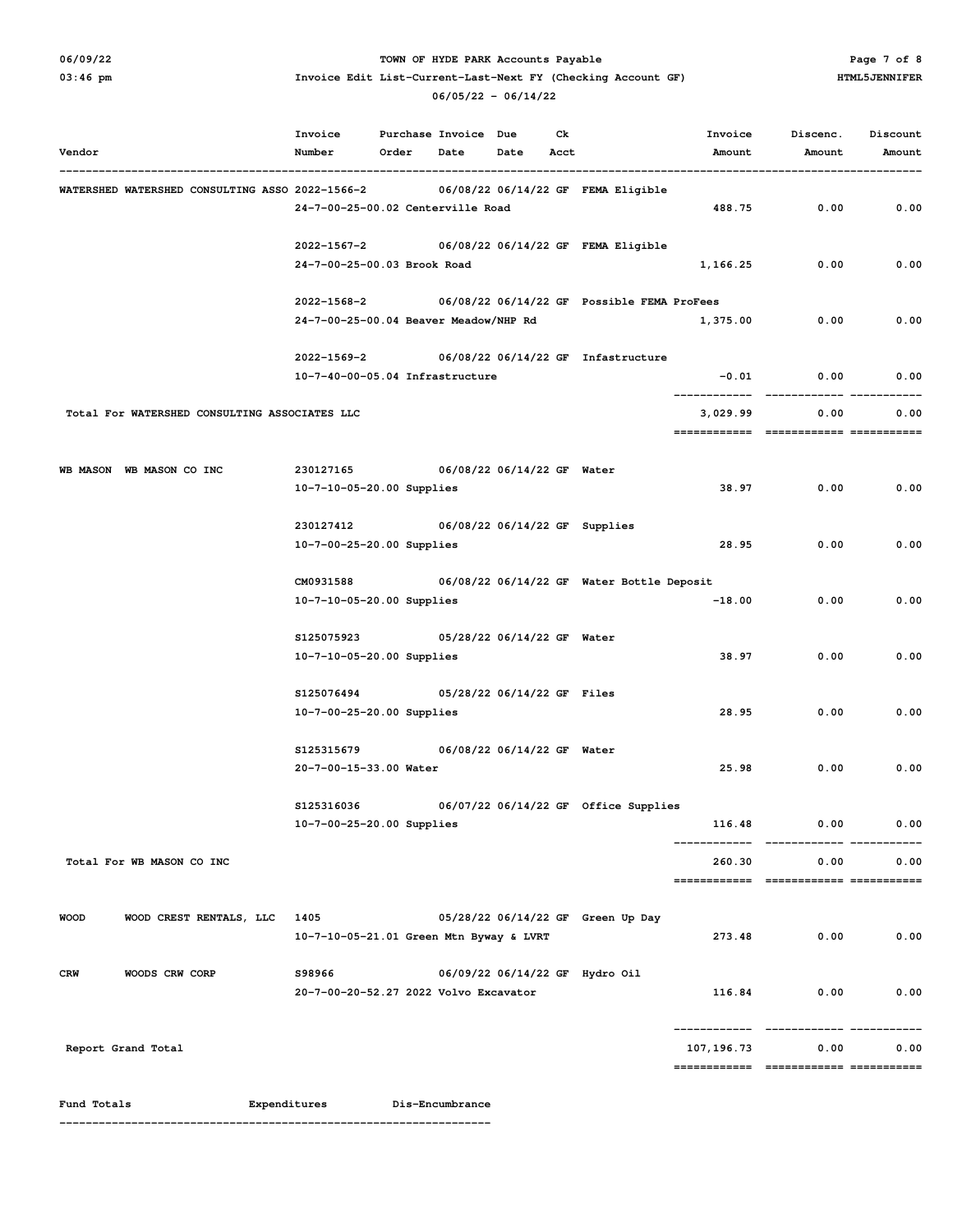TOWN OF HYDE PARK Accounts Payable

Invoice Edit List-Current-Last-Next FY (Checking Account GF)

06/05/22 - 06/14/22

| Vendor | Invoice Number | Purchase Order | Invoice Date | Due Date | Ck Acct | | Invoice Amount | Discenc. Amount | Discount Amount |
|---|---|---|---|---|---|---|---|---|---|
| WATERSHED WATERSHED CONSULTING ASSO | 2022-1566-2 | | 06/08/22 | 06/14/22 | GF | FEMA Eligible | | | |
| | 24-7-00-25-00.02 Centerville Road | | | | | | 488.75 | 0.00 | 0.00 |
| | 2022-1567-2 | | 06/08/22 | 06/14/22 | GF | FEMA Eligible | | | |
| | 24-7-00-25-00.03 Brook Road | | | | | | 1,166.25 | 0.00 | 0.00 |
| | 2022-1568-2 | | 06/08/22 | 06/14/22 | GF | Possible FEMA ProFees | | | |
| | 24-7-00-25-00.04 Beaver Meadow/NHP Rd | | | | | | 1,375.00 | 0.00 | 0.00 |
| | 2022-1569-2 | | 06/08/22 | 06/14/22 | GF | Infastructure | | | |
| | 10-7-40-00-05.04 Infrastructure | | | | | | -0.01 | 0.00 | 0.00 |
| Total For WATERSHED CONSULTING ASSOCIATES LLC | | | | | | | 3,029.99 | 0.00 | 0.00 |
| WB MASON WB MASON CO INC | 230127165 | | 06/08/22 | 06/14/22 | GF | Water | | | |
| | 10-7-10-05-20.00 Supplies | | | | | | 38.97 | 0.00 | 0.00 |
| | 230127412 | | 06/08/22 | 06/14/22 | GF | Supplies | | | |
| | 10-7-00-25-20.00 Supplies | | | | | | 28.95 | 0.00 | 0.00 |
| | CM0931588 | | 06/08/22 | 06/14/22 | GF | Water Bottle Deposit | | | |
| | 10-7-10-05-20.00 Supplies | | | | | | -18.00 | 0.00 | 0.00 |
| | S125075923 | | 05/28/22 | 06/14/22 | GF | Water | | | |
| | 10-7-10-05-20.00 Supplies | | | | | | 38.97 | 0.00 | 0.00 |
| | S125076494 | | 05/28/22 | 06/14/22 | GF | Files | | | |
| | 10-7-00-25-20.00 Supplies | | | | | | 28.95 | 0.00 | 0.00 |
| | S125315679 | | 06/08/22 | 06/14/22 | GF | Water | | | |
| | 20-7-00-15-33.00 Water | | | | | | 25.98 | 0.00 | 0.00 |
| | S125316036 | | 06/07/22 | 06/14/22 | GF | Office Supplies | | | |
| | 10-7-00-25-20.00 Supplies | | | | | | 116.48 | 0.00 | 0.00 |
| Total For WB MASON CO INC | | | | | | | 260.30 | 0.00 | 0.00 |
| WOOD WOOD CREST RENTALS, LLC | 1405 | | 05/28/22 | 06/14/22 | GF | Green Up Day | | | |
| | 10-7-10-05-21.01 Green Mtn Byway & LVRT | | | | | | 273.48 | 0.00 | 0.00 |
| CRW WOODS CRW CORP | S98966 | | 06/09/22 | 06/14/22 | GF | Hydro Oil | | | |
| | 20-7-00-20-52.27 2022 Volvo Excavator | | | | | | 116.84 | 0.00 | 0.00 |
| Report Grand Total | | | | | | | 107,196.73 | 0.00 | 0.00 |

| Fund Totals | Expenditures | Dis-Encumbrance |
|---|---|---|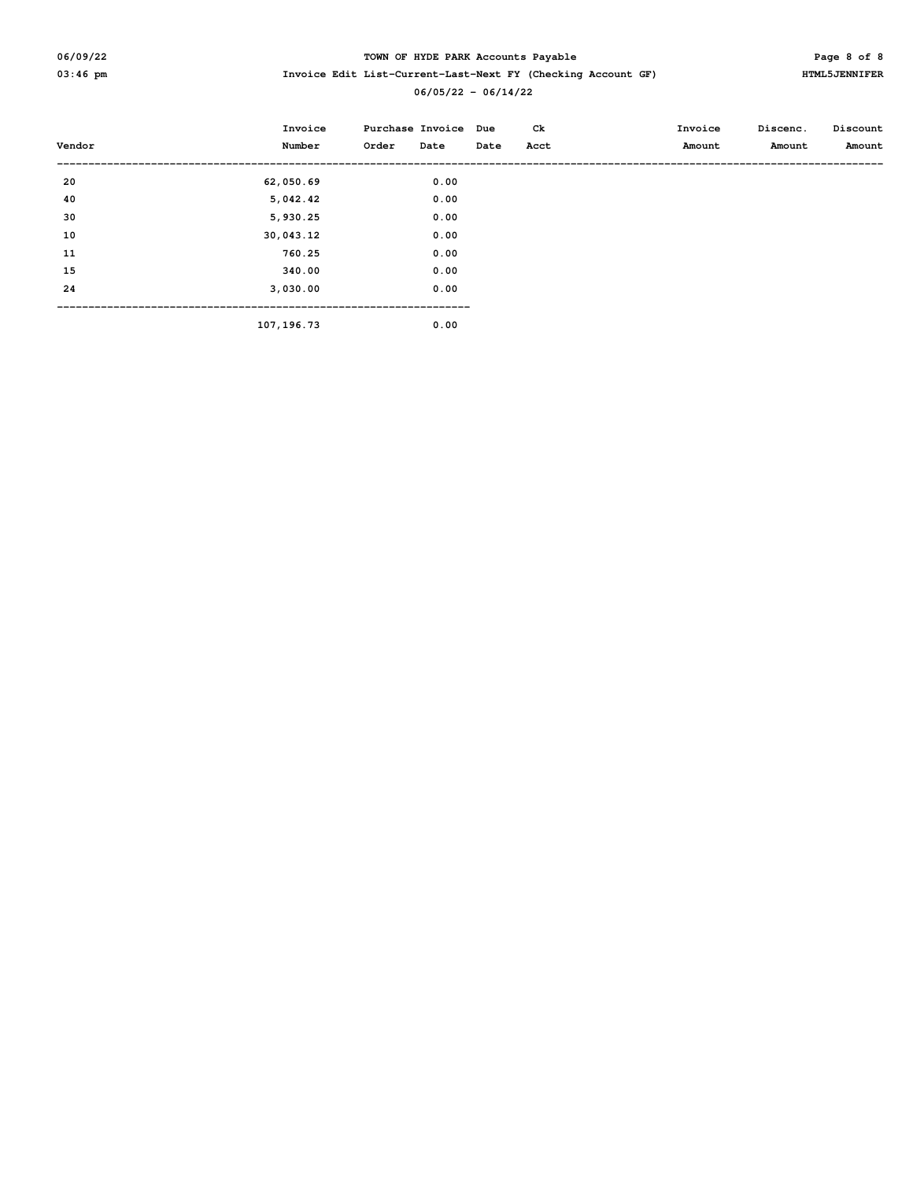| Vendor | Invoice Number | Purchase Order | Invoice Date | Due Date | Ck Acct | Invoice Amount | Discenc. Amount | Discount Amount |
|---|---|---|---|---|---|---|---|---|
| 20 | 62,050.69 | | 0.00 | | | | | |
| 40 | 5,042.42 | | 0.00 | | | | | |
| 30 | 5,930.25 | | 0.00 | | | | | |
| 10 | 30,043.12 | | 0.00 | | | | | |
| 11 | 760.25 | | 0.00 | | | | | |
| 15 | 340.00 | | 0.00 | | | | | |
| 24 | 3,030.00 | | 0.00 | | | | | |
| | 107,196.73 | | 0.00 | | | | | |